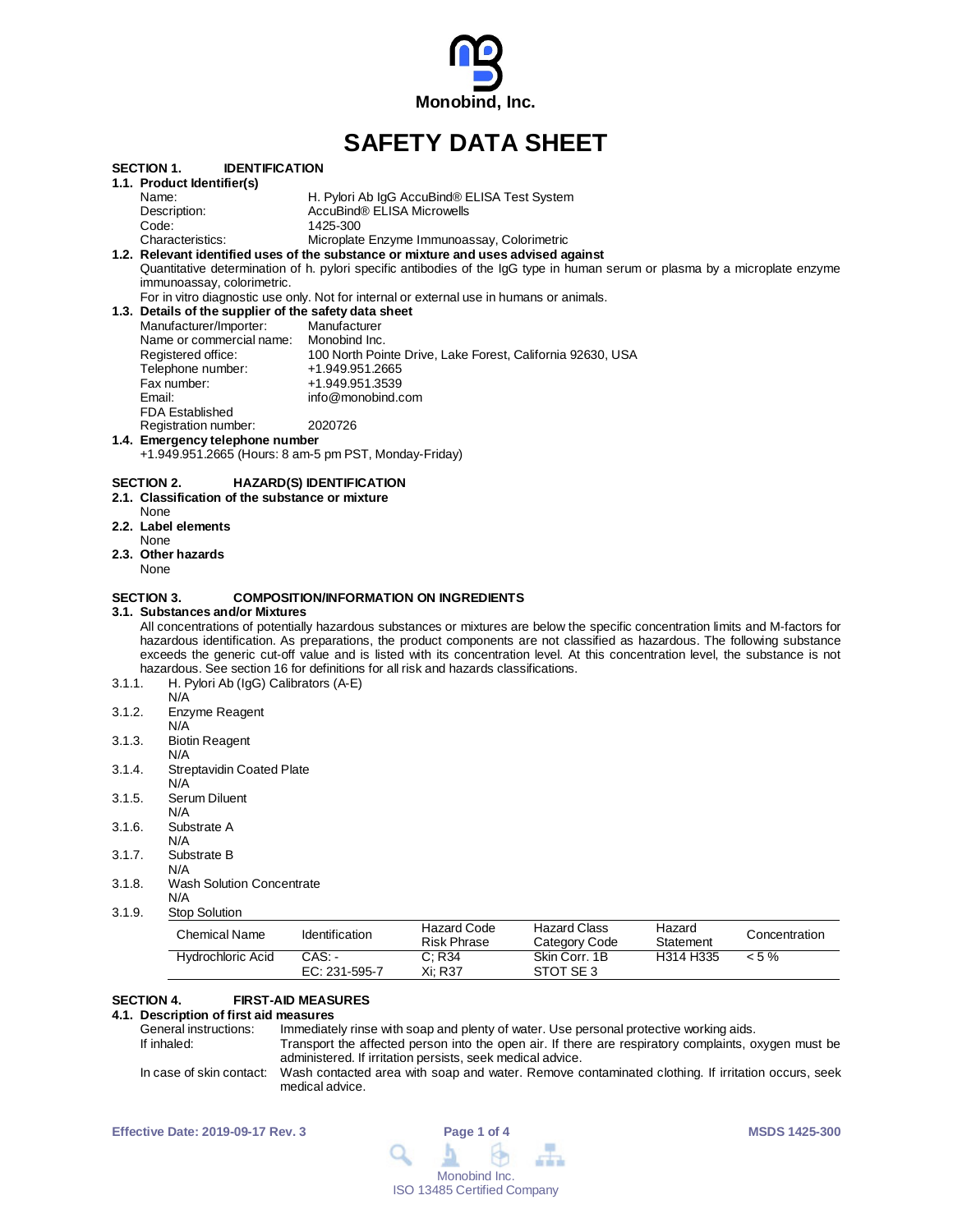**Monobind, Inc.**

# SAFETY DATA SHEET

## SECTION 1. IDENTIFICATION

### 1.1. Product Identifier(s)

Name: H. Pylori Ab IgG AccuBind® ELISA Test System
Description: AccuBind® ELISA Microwells
Code: 1425-300
Characteristics: Microplate Enzyme Immunoassay, Colorimetric

### 1.2. Relevant identified uses of the substance or mixture and uses advised against

Quantitative determination of h. pylori specific antibodies of the IgG type in human serum or plasma by a microplate enzyme immunoassay, colorimetric.

For in vitro diagnostic use only. Not for internal or external use in humans or animals.

### 1.3. Details of the supplier of the safety data sheet

Manufacturer/Importer: Manufacturer
Name or commercial name: Monobind Inc.
Registered office: 100 North Pointe Drive, Lake Forest, California 92630, USA
Telephone number: +1.949.951.2665
Fax number: +1.949.951.3539
Email: info@monobind.com
FDA Established Registration number: 2020726

### 1.4. Emergency telephone number

+1.949.951.2665 (Hours: 8 am-5 pm PST, Monday-Friday)

## SECTION 2. HAZARD(S) IDENTIFICATION

### 2.1. Classification of the substance or mixture

None

### 2.2. Label elements

None

### 2.3. Other hazards

None

## SECTION 3. COMPOSITION/INFORMATION ON INGREDIENTS

### 3.1. Substances and/or Mixtures

All concentrations of potentially hazardous substances or mixtures are below the specific concentration limits and M-factors for hazardous identification. As preparations, the product components are not classified as hazardous. The following substance exceeds the generic cut-off value and is listed with its concentration level. At this concentration level, the substance is not hazardous. See section 16 for definitions for all risk and hazards classifications.

3.1.1. H. Pylori Ab (IgG) Calibrators (A-E)
N/A

3.1.2. Enzyme Reagent
N/A

3.1.3. Biotin Reagent
N/A

3.1.4. Streptavidin Coated Plate
N/A

3.1.5. Serum Diluent
N/A

3.1.6. Substrate A
N/A

3.1.7. Substrate B
N/A

3.1.8. Wash Solution Concentrate
N/A

3.1.9. Stop Solution

| Chemical Name | Identification | Hazard Code Risk Phrase | Hazard Class Category Code | Hazard Statement | Concentration |
|---|---|---|---|---|---|
| Hydrochloric Acid | CAS: - EC: 231-595-7 | C; R34 Xi; R37 | Skin Corr. 1B STOT SE 3 | H314 H335 | < 5 % |

## SECTION 4. FIRST-AID MEASURES

### 4.1. Description of first aid measures

General instructions: Immediately rinse with soap and plenty of water. Use personal protective working aids.

If inhaled: Transport the affected person into the open air. If there are respiratory complaints, oxygen must be administered. If irritation persists, seek medical advice.

In case of skin contact: Wash contacted area with soap and water. Remove contaminated clothing. If irritation occurs, seek medical advice.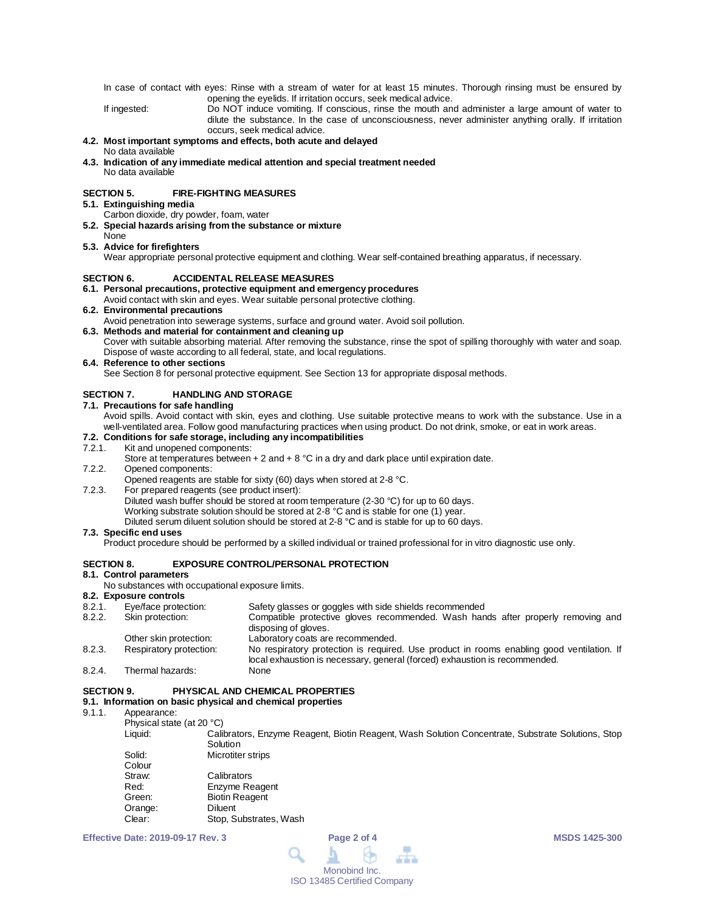In case of contact with eyes: Rinse with a stream of water for at least 15 minutes. Thorough rinsing must be ensured by opening the eyelids. If irritation occurs, seek medical advice.

If ingested: Do NOT induce vomiting. If conscious, rinse the mouth and administer a large amount of water to dilute the substance. In the case of unconsciousness, never administer anything orally. If irritation occurs, seek medical advice.

**4.2. Most important symptoms and effects, both acute and delayed**

No data available

**4.3. Indication of any immediate medical attention and special treatment needed**

No data available

## SECTION 5. FIRE-FIGHTING MEASURES

**5.1. Extinguishing media**

Carbon dioxide, dry powder, foam, water

**5.2. Special hazards arising from the substance or mixture**

None

**5.3. Advice for firefighters**

Wear appropriate personal protective equipment and clothing. Wear self-contained breathing apparatus, if necessary.

## SECTION 6. ACCIDENTAL RELEASE MEASURES

**6.1. Personal precautions, protective equipment and emergency procedures**

Avoid contact with skin and eyes. Wear suitable personal protective clothing.

**6.2. Environmental precautions**

Avoid penetration into sewerage systems, surface and ground water. Avoid soil pollution.

**6.3. Methods and material for containment and cleaning up**

Cover with suitable absorbing material. After removing the substance, rinse the spot of spilling thoroughly with water and soap. Dispose of waste according to all federal, state, and local regulations.

**6.4. Reference to other sections**

See Section 8 for personal protective equipment. See Section 13 for appropriate disposal methods.

## SECTION 7. HANDLING AND STORAGE

**7.1. Precautions for safe handling**

Avoid spills. Avoid contact with skin, eyes and clothing. Use suitable protective means to work with the substance. Use in a well-ventilated area. Follow good manufacturing practices when using product. Do not drink, smoke, or eat in work areas.

**7.2. Conditions for safe storage, including any incompatibilities**

7.2.1. Kit and unopened components:
Store at temperatures between + 2 and + 8 °C in a dry and dark place until expiration date.

7.2.2. Opened components:
Opened reagents are stable for sixty (60) days when stored at 2-8 °C.

7.2.3. For prepared reagents (see product insert):
Diluted wash buffer should be stored at room temperature (2-30 °C) for up to 60 days.
Working substrate solution should be stored at 2-8 °C and is stable for one (1) year.
Diluted serum diluent solution should be stored at 2-8 °C and is stable for up to 60 days.

**7.3. Specific end uses**

Product procedure should be performed by a skilled individual or trained professional for in vitro diagnostic use only.

## SECTION 8. EXPOSURE CONTROL/PERSONAL PROTECTION

**8.1. Control parameters**

No substances with occupational exposure limits.

**8.2. Exposure controls**

8.2.1. Eye/face protection: Safety glasses or goggles with side shields recommended

8.2.2. Skin protection: Compatible protective gloves recommended. Wash hands after properly removing and disposing of gloves.

Other skin protection: Laboratory coats are recommended.

8.2.3. Respiratory protection: No respiratory protection is required. Use product in rooms enabling good ventilation. If local exhaustion is necessary, general (forced) exhaustion is recommended.

8.2.4. Thermal hazards: None

## SECTION 9. PHYSICAL AND CHEMICAL PROPERTIES

**9.1. Information on basic physical and chemical properties**

9.1.1. Appearance:

Physical state (at 20 °C)

Liquid: Calibrators, Enzyme Reagent, Biotin Reagent, Wash Solution Concentrate, Substrate Solutions, Stop Solution

Solid: Microtiter strips

Colour

Straw: Calibrators

Red: Enzyme Reagent

Green: Biotin Reagent

Orange: Diluent

Clear: Stop, Substrates, Wash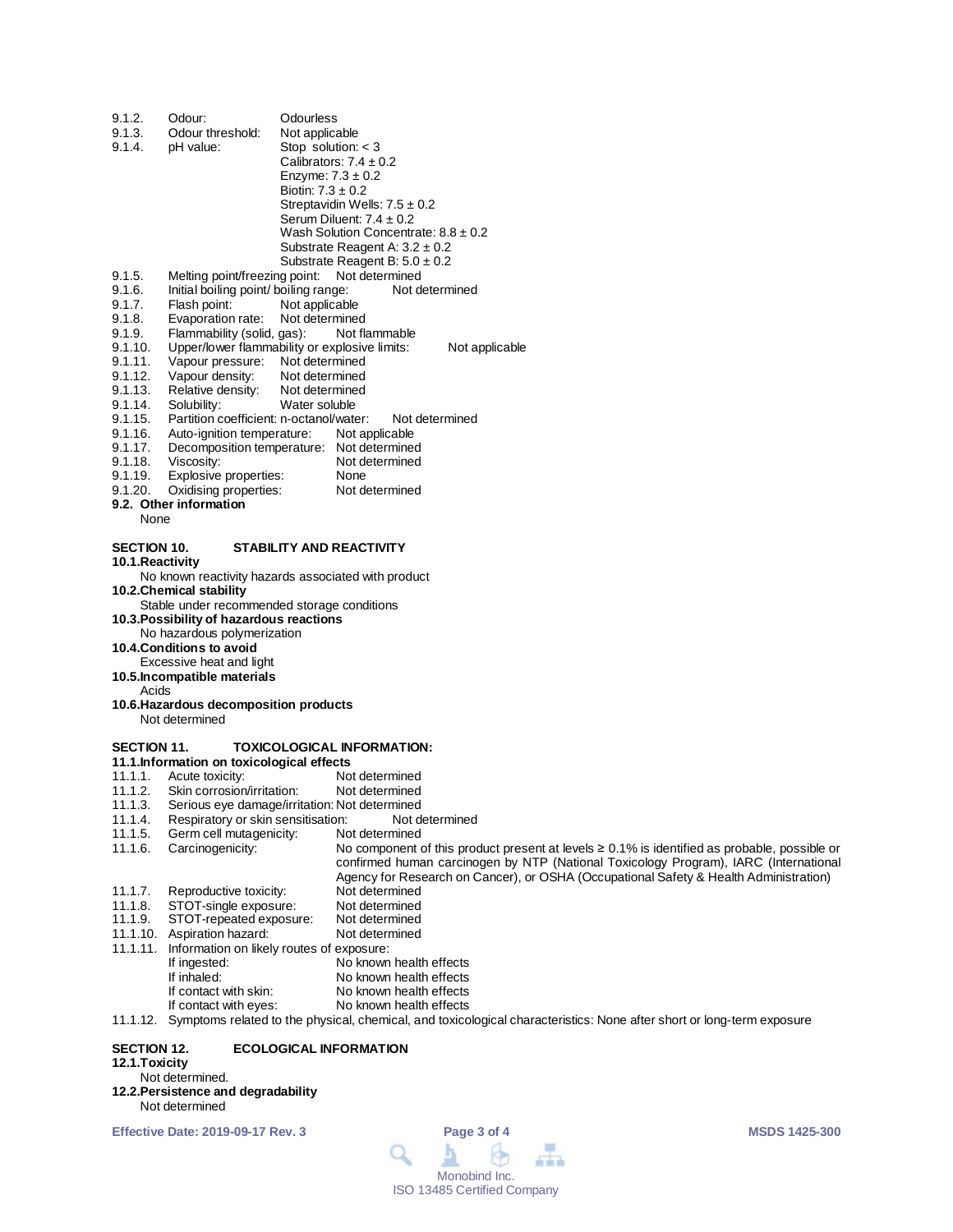9.1.2. Odour: Odourless
9.1.3. Odour threshold: Not applicable
9.1.4. pH value: Stop solution: < 3
Calibrators: 7.4 ± 0.2
Enzyme: 7.3 ± 0.2
Biotin: 7.3 ± 0.2
Streptavidin Wells: 7.5 ± 0.2
Serum Diluent: 7.4 ± 0.2
Wash Solution Concentrate: 8.8 ± 0.2
Substrate Reagent A: 3.2 ± 0.2
Substrate Reagent B: 5.0 ± 0.2
9.1.5. Melting point/freezing point: Not determined
9.1.6. Initial boiling point/ boiling range: Not determined
9.1.7. Flash point: Not applicable
9.1.8. Evaporation rate: Not determined
9.1.9. Flammability (solid, gas): Not flammable
9.1.10. Upper/lower flammability or explosive limits: Not applicable
9.1.11. Vapour pressure: Not determined
9.1.12. Vapour density: Not determined
9.1.13. Relative density: Not determined
9.1.14. Solubility: Water soluble
9.1.15. Partition coefficient: n-octanol/water: Not determined
9.1.16. Auto-ignition temperature: Not applicable
9.1.17. Decomposition temperature: Not determined
9.1.18. Viscosity: Not determined
9.1.19. Explosive properties: None
9.1.20. Oxidising properties: Not determined

**9.2. Other information**

None

## SECTION 10. STABILITY AND REACTIVITY

**10.1.Reactivity**

No known reactivity hazards associated with product

**10.2.Chemical stability**

Stable under recommended storage conditions

**10.3.Possibility of hazardous reactions**

No hazardous polymerization

**10.4.Conditions to avoid**

Excessive heat and light

**10.5.Incompatible materials**

Acids

**10.6.Hazardous decomposition products**

Not determined

## SECTION 11. TOXICOLOGICAL INFORMATION:

**11.1.Information on toxicological effects**

11.1.1. Acute toxicity: Not determined
11.1.2. Skin corrosion/irritation: Not determined
11.1.3. Serious eye damage/irritation: Not determined
11.1.4. Respiratory or skin sensitisation: Not determined
11.1.5. Germ cell mutagenicity: Not determined
11.1.6. Carcinogenicity: No component of this product present at levels ≥ 0.1% is identified as probable, possible or confirmed human carcinogen by NTP (National Toxicology Program), IARC (International Agency for Research on Cancer), or OSHA (Occupational Safety & Health Administration)
11.1.7. Reproductive toxicity: Not determined
11.1.8. STOT-single exposure: Not determined
11.1.9. STOT-repeated exposure: Not determined
11.1.10. Aspiration hazard: Not determined
11.1.11. Information on likely routes of exposure:
If ingested: No known health effects
If inhaled: No known health effects
If contact with skin: No known health effects
If contact with eyes: No known health effects
11.1.12. Symptoms related to the physical, chemical, and toxicological characteristics: None after short or long-term exposure

## SECTION 12. ECOLOGICAL INFORMATION

**12.1.Toxicity**

Not determined.

**12.2.Persistence and degradability**

Not determined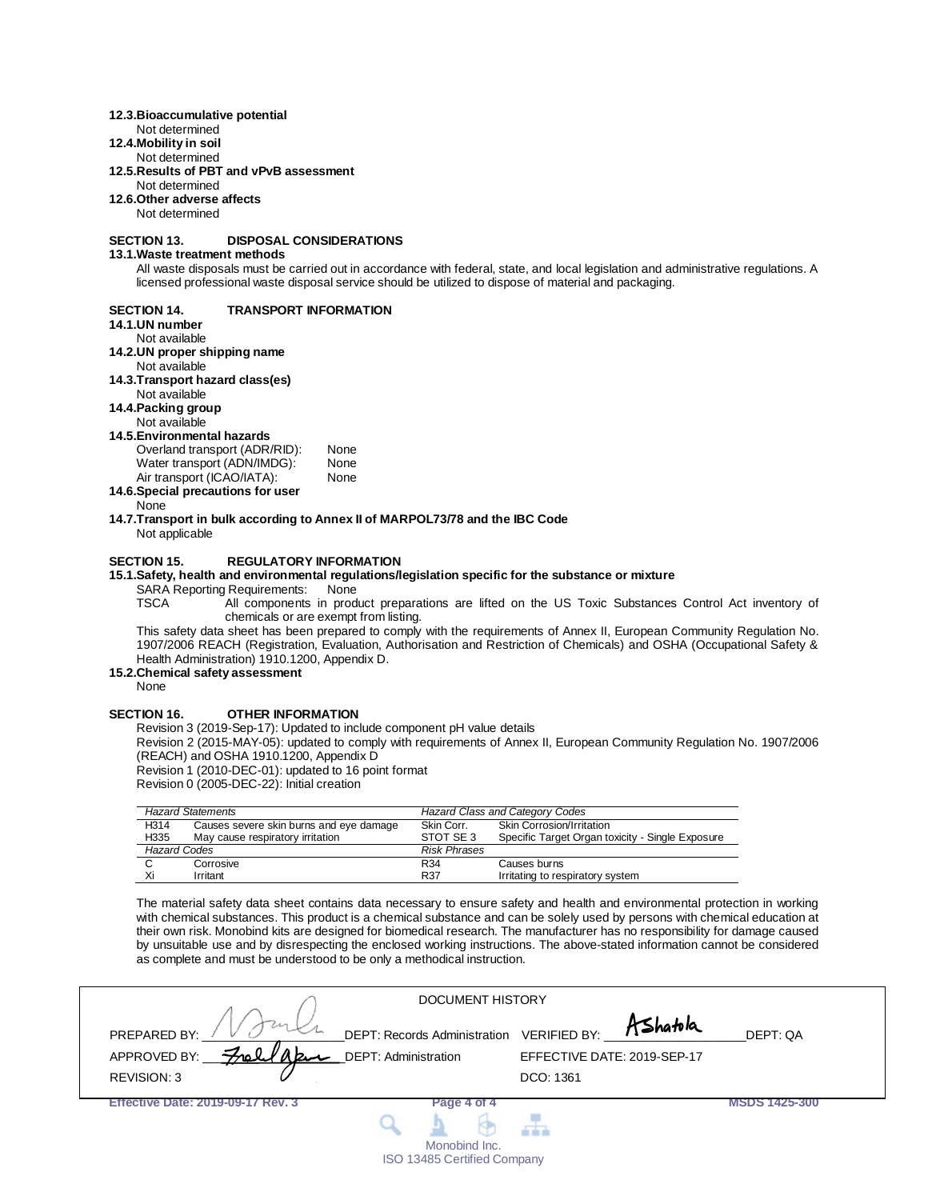**12.3.Bioaccumulative potential**

Not determined

**12.4.Mobility in soil**

Not determined

**12.5.Results of PBT and vPvB assessment**

Not determined

**12.6.Other adverse affects**

Not determined

## SECTION 13. DISPOSAL CONSIDERATIONS

**13.1.Waste treatment methods**

All waste disposals must be carried out in accordance with federal, state, and local legislation and administrative regulations. A licensed professional waste disposal service should be utilized to dispose of material and packaging.

## SECTION 14. TRANSPORT INFORMATION

**14.1.UN number**

Not available

**14.2.UN proper shipping name**

Not available

**14.3.Transport hazard class(es)**

Not available

**14.4.Packing group**

Not available

**14.5.Environmental hazards**

Overland transport (ADR/RID): None
Water transport (ADN/IMDG): None
Air transport (ICAO/IATA): None

**14.6.Special precautions for user**

None

**14.7.Transport in bulk according to Annex II of MARPOL73/78 and the IBC Code**

Not applicable

## SECTION 15. REGULATORY INFORMATION

**15.1.Safety, health and environmental regulations/legislation specific for the substance or mixture**

SARA Reporting Requirements: None

TSCA All components in product preparations are lifted on the US Toxic Substances Control Act inventory of chemicals or are exempt from listing.

This safety data sheet has been prepared to comply with the requirements of Annex II, European Community Regulation No. 1907/2006 REACH (Registration, Evaluation, Authorisation and Restriction of Chemicals) and OSHA (Occupational Safety & Health Administration) 1910.1200, Appendix D.

**15.2.Chemical safety assessment**

None

## SECTION 16. OTHER INFORMATION

Revision 3 (2019-Sep-17): Updated to include component pH value details
Revision 2 (2015-MAY-05): updated to comply with requirements of Annex II, European Community Regulation No. 1907/2006 (REACH) and OSHA 1910.1200, Appendix D
Revision 1 (2010-DEC-01): updated to 16 point format
Revision 0 (2005-DEC-22): Initial creation

| *Hazard Statements* | | *Hazard Class and Category Codes* | |
|---|---|---|---|
| H314 | Causes severe skin burns and eye damage | Skin Corr. | Skin Corrosion/Irritation |
| H335 | May cause respiratory irritation | STOT SE 3 | Specific Target Organ toxicity - Single Exposure |
| *Hazard Codes* | | *Risk Phrases* | |
| C | Corrosive | R34 | Causes burns |
| Xi | Irritant | R37 | Irritating to respiratory system |

The material safety data sheet contains data necessary to ensure safety and health and environmental protection in working with chemical substances. This product is a chemical substance and can be solely used by persons with chemical education at their own risk. Monobind kits are designed for biomedical research. The manufacturer has no responsibility for damage caused by unsuitable use and by disrespecting the enclosed working instructions. The above-stated information cannot be considered as complete and must be understood to be only a methodical instruction.

| DOCUMENT HISTORY | | | |
|---|---|---|---|
| PREPARED BY: (signature) | DEPT: Records Administration | VERIFIED BY: AShatola | DEPT: QA |
| APPROVED BY: (signature) | DEPT: Administration | EFFECTIVE DATE: 2019-SEP-17 | |
| REVISION: 3 | | DCO: 1361 | |

Effective Date: 2019-09-17 Rev. 3 | MSDS 1425-300

Monobind Inc.
ISO 13485 Certified Company